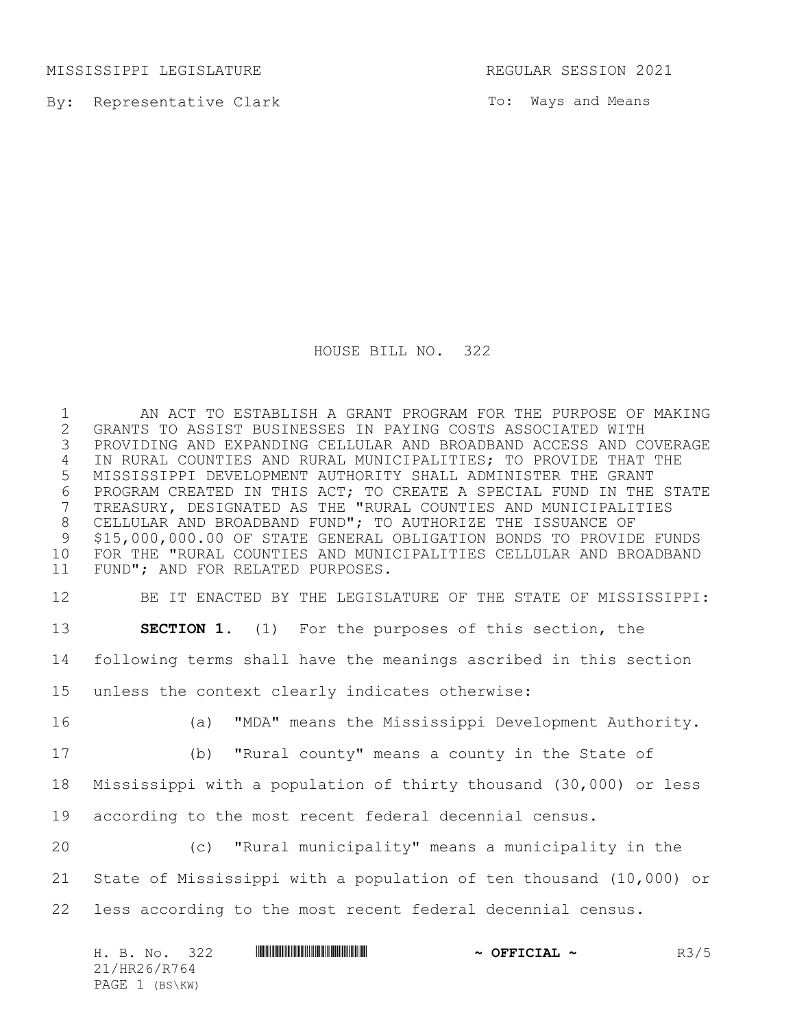MISSISSIPPI LEGISLATURE REGULAR SESSION 2021

By: Representative Clark

To: Ways and Means

# HOUSE BILL NO. 322

AN ACT TO ESTABLISH A GRANT PROGRAM FOR THE PURPOSE OF MAKING GRANTS TO ASSIST BUSINESSES IN PAYING COSTS ASSOCIATED WITH PROVIDING AND EXPANDING CELLULAR AND BROADBAND ACCESS AND COVERAGE IN RURAL COUNTIES AND RURAL MUNICIPALITIES; TO PROVIDE THAT THE MISSISSIPPI DEVELOPMENT AUTHORITY SHALL ADMINISTER THE GRANT PROGRAM CREATED IN THIS ACT; TO CREATE A SPECIAL FUND IN THE STATE TREASURY, DESIGNATED AS THE "RURAL COUNTIES AND MUNICIPALITIES CELLULAR AND BROADBAND FUND"; TO AUTHORIZE THE ISSUANCE OF $15,000,000.00 OF STATE GENERAL OBLIGATION BONDS TO PROVIDE FUNDS FOR THE "RURAL COUNTIES AND MUNICIPALITIES CELLULAR AND BROADBAND FUND"; AND FOR RELATED PURPOSES.

BE IT ENACTED BY THE LEGISLATURE OF THE STATE OF MISSISSIPPI:

**SECTION 1.** (1) For the purposes of this section, the following terms shall have the meanings ascribed in this section unless the context clearly indicates otherwise:

(a) "MDA" means the Mississippi Development Authority.

(b) "Rural county" means a county in the State of Mississippi with a population of thirty thousand (30,000) or less according to the most recent federal decennial census.

(c) "Rural municipality" means a municipality in the State of Mississippi with a population of ten thousand (10,000) or less according to the most recent federal decennial census.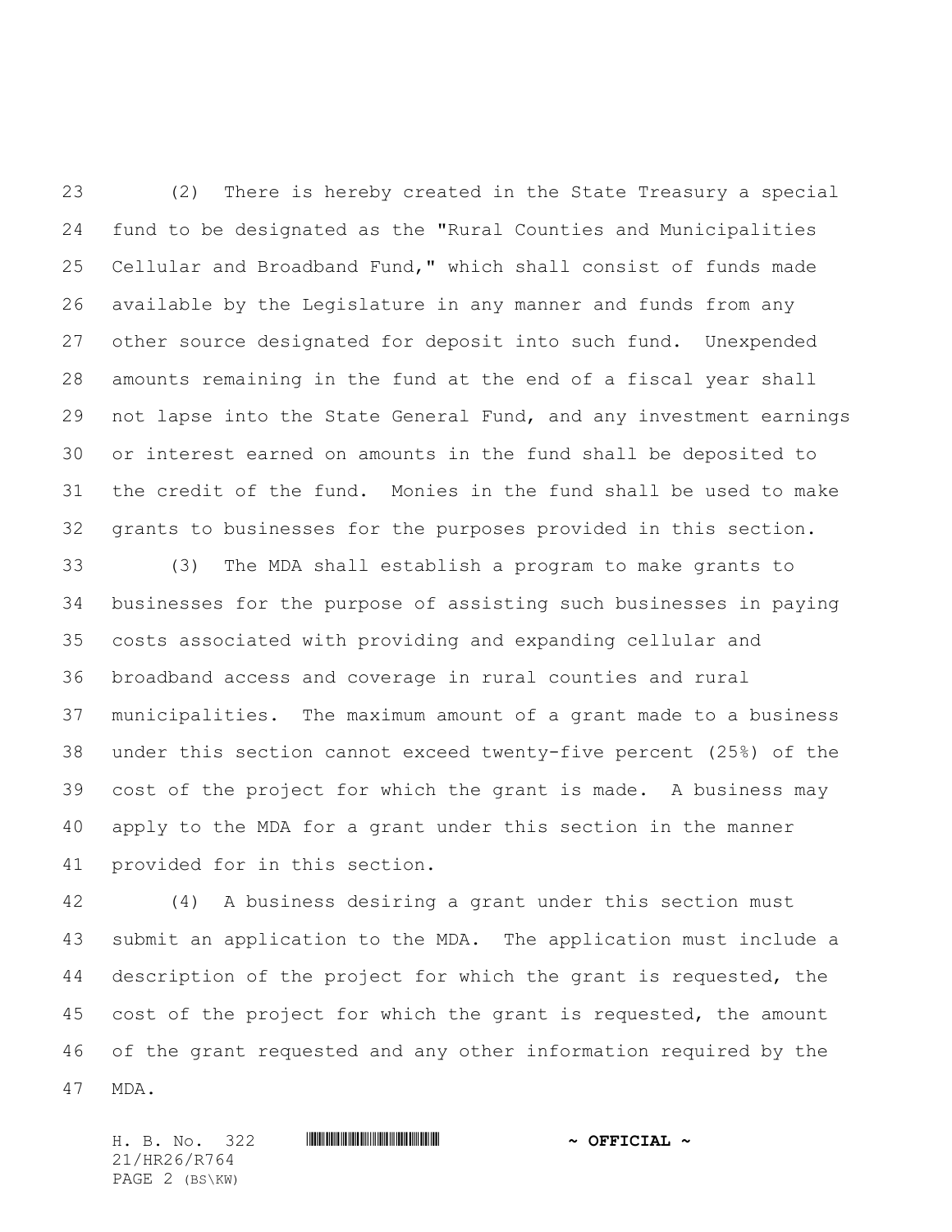(2) There is hereby created in the State Treasury a special fund to be designated as the "Rural Counties and Municipalities Cellular and Broadband Fund," which shall consist of funds made available by the Legislature in any manner and funds from any other source designated for deposit into such fund. Unexpended amounts remaining in the fund at the end of a fiscal year shall not lapse into the State General Fund, and any investment earnings or interest earned on amounts in the fund shall be deposited to the credit of the fund. Monies in the fund shall be used to make grants to businesses for the purposes provided in this section.

(3) The MDA shall establish a program to make grants to businesses for the purpose of assisting such businesses in paying costs associated with providing and expanding cellular and broadband access and coverage in rural counties and rural municipalities. The maximum amount of a grant made to a business under this section cannot exceed twenty-five percent (25%) of the cost of the project for which the grant is made. A business may apply to the MDA for a grant under this section in the manner provided for in this section.

(4) A business desiring a grant under this section must submit an application to the MDA. The application must include a description of the project for which the grant is requested, the cost of the project for which the grant is requested, the amount of the grant requested and any other information required by the MDA.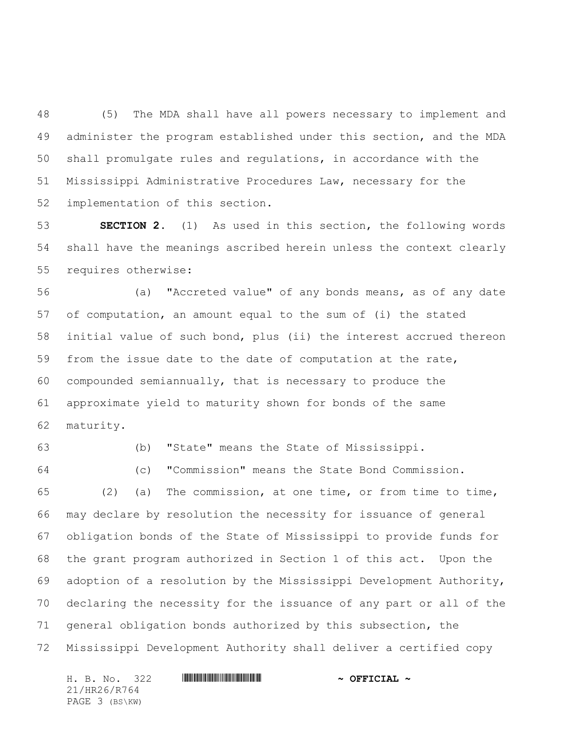(5) The MDA shall have all powers necessary to implement and administer the program established under this section, and the MDA shall promulgate rules and regulations, in accordance with the Mississippi Administrative Procedures Law, necessary for the implementation of this section.

**SECTION 2.** (1) As used in this section, the following words shall have the meanings ascribed herein unless the context clearly requires otherwise:

(a) "Accreted value" of any bonds means, as of any date of computation, an amount equal to the sum of (i) the stated initial value of such bond, plus (ii) the interest accrued thereon from the issue date to the date of computation at the rate, compounded semiannually, that is necessary to produce the approximate yield to maturity shown for bonds of the same maturity.

(b) "State" means the State of Mississippi.

(c) "Commission" means the State Bond Commission.

(2) (a) The commission, at one time, or from time to time, may declare by resolution the necessity for issuance of general obligation bonds of the State of Mississippi to provide funds for the grant program authorized in Section 1 of this act. Upon the adoption of a resolution by the Mississippi Development Authority, declaring the necessity for the issuance of any part or all of the general obligation bonds authorized by this subsection, the Mississippi Development Authority shall deliver a certified copy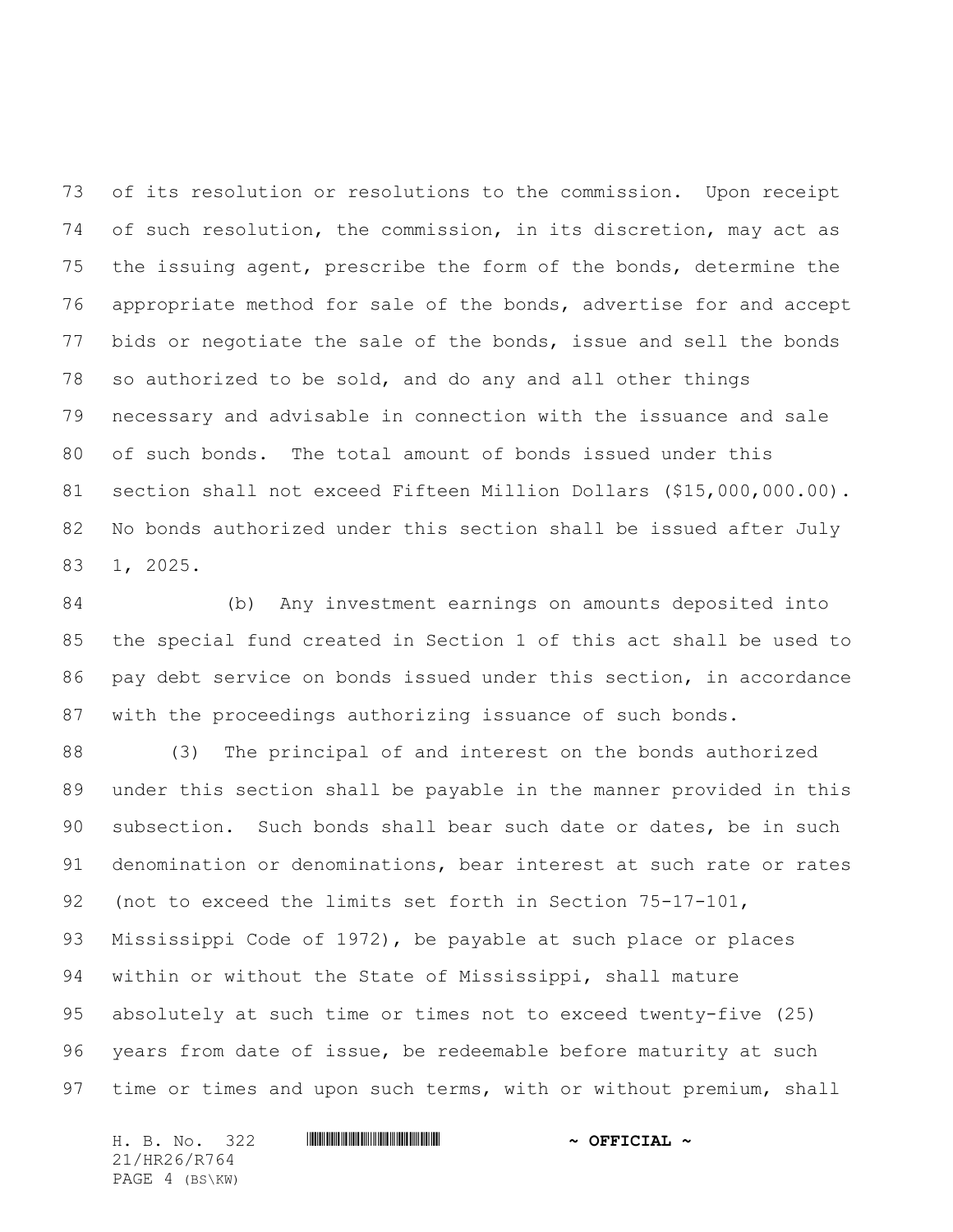of its resolution or resolutions to the commission. Upon receipt of such resolution, the commission, in its discretion, may act as the issuing agent, prescribe the form of the bonds, determine the appropriate method for sale of the bonds, advertise for and accept bids or negotiate the sale of the bonds, issue and sell the bonds so authorized to be sold, and do any and all other things necessary and advisable in connection with the issuance and sale of such bonds. The total amount of bonds issued under this section shall not exceed Fifteen Million Dollars ($15,000,000.00). No bonds authorized under this section shall be issued after July 1, 2025.

(b) Any investment earnings on amounts deposited into the special fund created in Section 1 of this act shall be used to pay debt service on bonds issued under this section, in accordance with the proceedings authorizing issuance of such bonds.

(3) The principal of and interest on the bonds authorized under this section shall be payable in the manner provided in this subsection. Such bonds shall bear such date or dates, be in such denomination or denominations, bear interest at such rate or rates (not to exceed the limits set forth in Section 75-17-101, Mississippi Code of 1972), be payable at such place or places within or without the State of Mississippi, shall mature absolutely at such time or times not to exceed twenty-five (25) years from date of issue, be redeemable before maturity at such time or times and upon such terms, with or without premium, shall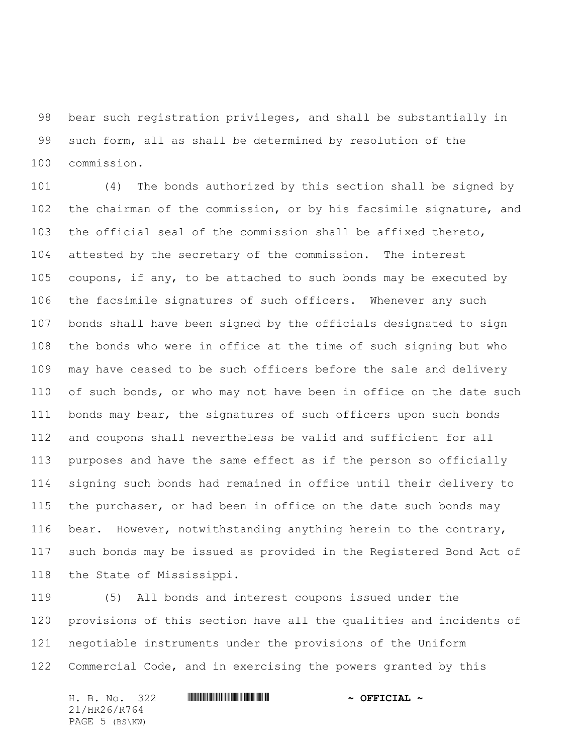bear such registration privileges, and shall be substantially in such form, all as shall be determined by resolution of the commission.

(4) The bonds authorized by this section shall be signed by the chairman of the commission, or by his facsimile signature, and the official seal of the commission shall be affixed thereto, attested by the secretary of the commission. The interest coupons, if any, to be attached to such bonds may be executed by the facsimile signatures of such officers. Whenever any such bonds shall have been signed by the officials designated to sign the bonds who were in office at the time of such signing but who may have ceased to be such officers before the sale and delivery of such bonds, or who may not have been in office on the date such bonds may bear, the signatures of such officers upon such bonds and coupons shall nevertheless be valid and sufficient for all purposes and have the same effect as if the person so officially signing such bonds had remained in office until their delivery to the purchaser, or had been in office on the date such bonds may bear. However, notwithstanding anything herein to the contrary, such bonds may be issued as provided in the Registered Bond Act of the State of Mississippi.

(5) All bonds and interest coupons issued under the provisions of this section have all the qualities and incidents of negotiable instruments under the provisions of the Uniform Commercial Code, and in exercising the powers granted by this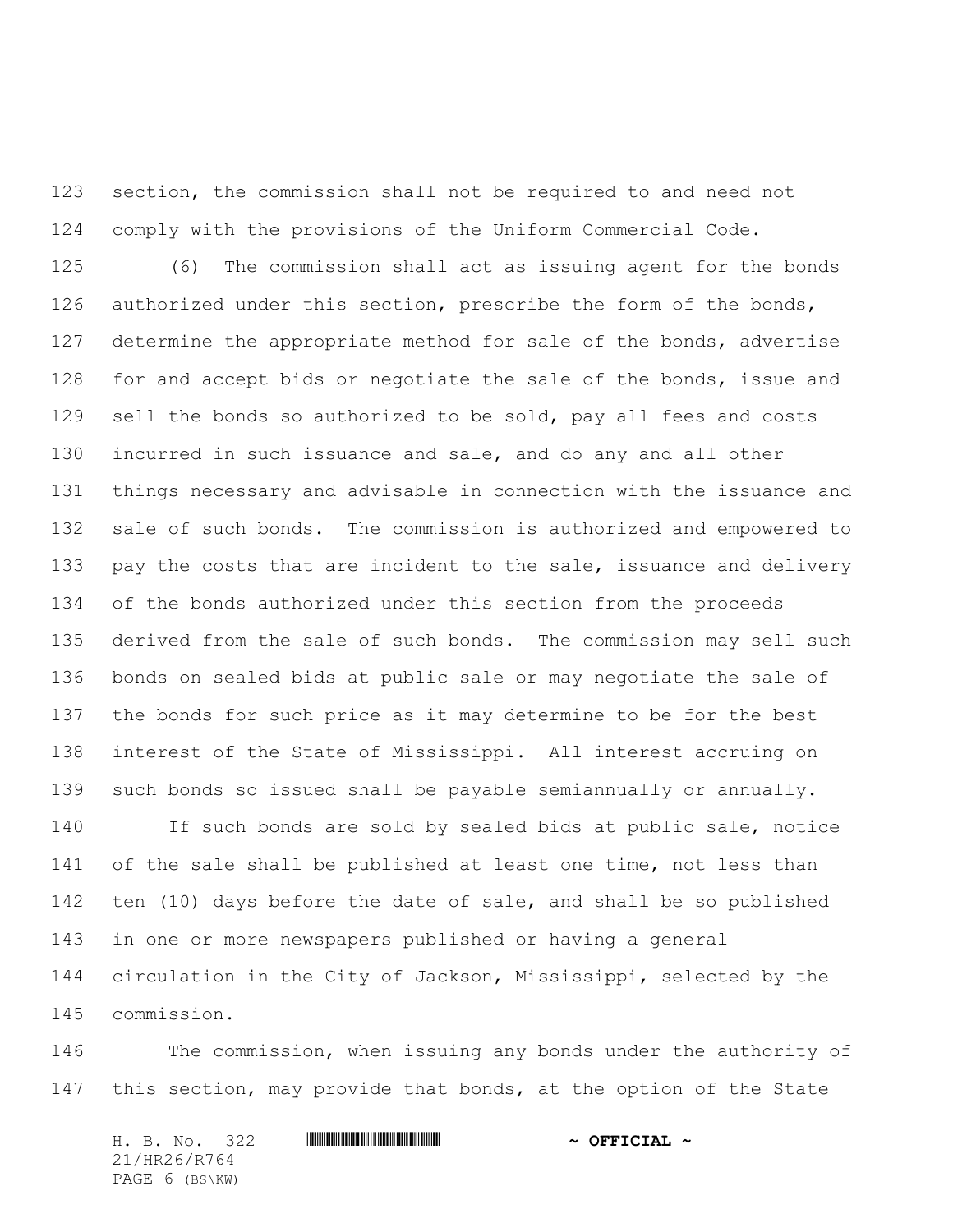section, the commission shall not be required to and need not comply with the provisions of the Uniform Commercial Code.

(6) The commission shall act as issuing agent for the bonds authorized under this section, prescribe the form of the bonds, determine the appropriate method for sale of the bonds, advertise for and accept bids or negotiate the sale of the bonds, issue and sell the bonds so authorized to be sold, pay all fees and costs incurred in such issuance and sale, and do any and all other things necessary and advisable in connection with the issuance and sale of such bonds. The commission is authorized and empowered to pay the costs that are incident to the sale, issuance and delivery of the bonds authorized under this section from the proceeds derived from the sale of such bonds. The commission may sell such bonds on sealed bids at public sale or may negotiate the sale of the bonds for such price as it may determine to be for the best interest of the State of Mississippi. All interest accruing on such bonds so issued shall be payable semiannually or annually.

If such bonds are sold by sealed bids at public sale, notice of the sale shall be published at least one time, not less than ten (10) days before the date of sale, and shall be so published in one or more newspapers published or having a general circulation in the City of Jackson, Mississippi, selected by the commission.

The commission, when issuing any bonds under the authority of this section, may provide that bonds, at the option of the State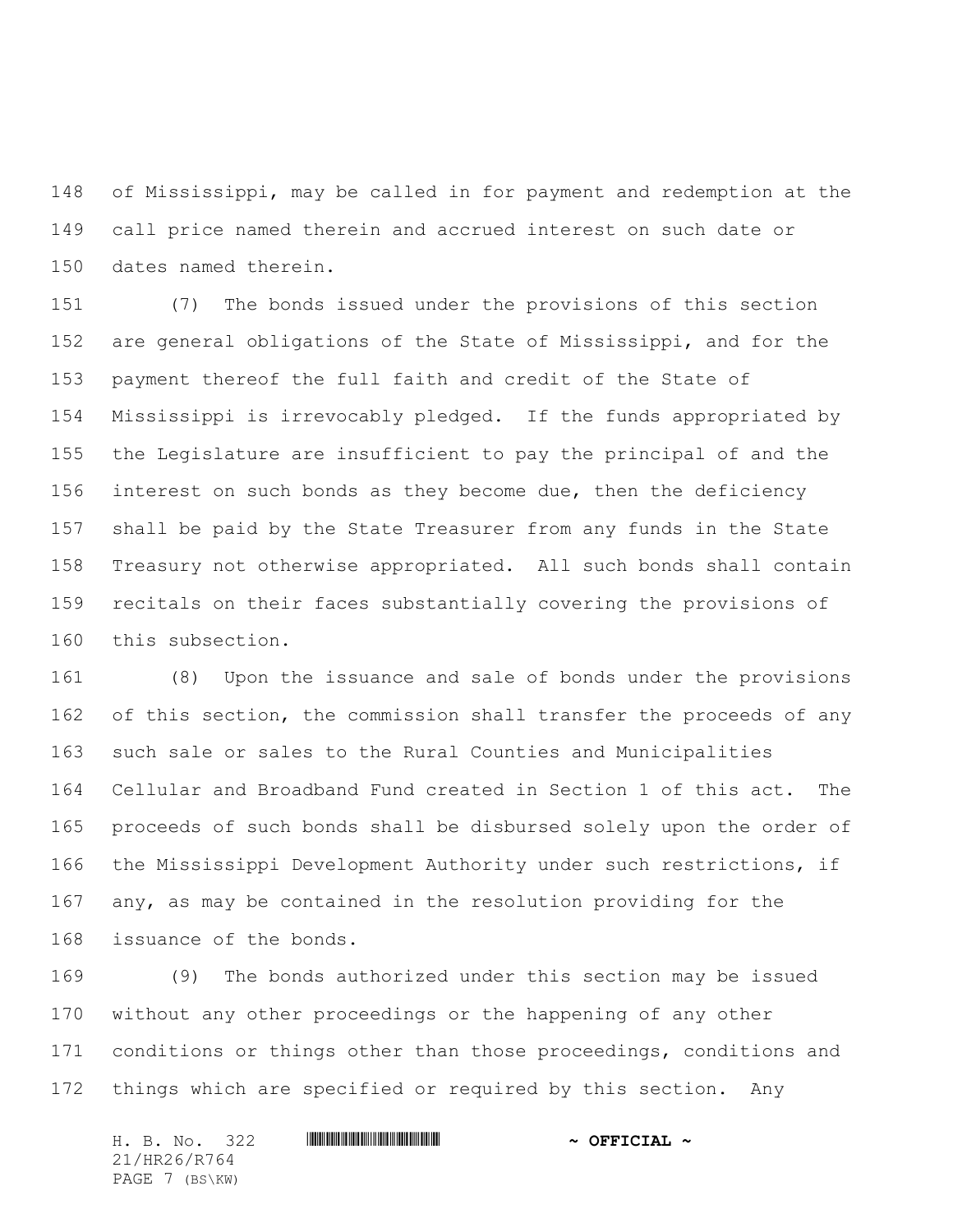of Mississippi, may be called in for payment and redemption at the call price named therein and accrued interest on such date or dates named therein.

(7) The bonds issued under the provisions of this section are general obligations of the State of Mississippi, and for the payment thereof the full faith and credit of the State of Mississippi is irrevocably pledged. If the funds appropriated by the Legislature are insufficient to pay the principal of and the interest on such bonds as they become due, then the deficiency shall be paid by the State Treasurer from any funds in the State Treasury not otherwise appropriated. All such bonds shall contain recitals on their faces substantially covering the provisions of this subsection.

(8) Upon the issuance and sale of bonds under the provisions of this section, the commission shall transfer the proceeds of any such sale or sales to the Rural Counties and Municipalities Cellular and Broadband Fund created in Section 1 of this act. The proceeds of such bonds shall be disbursed solely upon the order of the Mississippi Development Authority under such restrictions, if any, as may be contained in the resolution providing for the issuance of the bonds.

(9) The bonds authorized under this section may be issued without any other proceedings or the happening of any other conditions or things other than those proceedings, conditions and things which are specified or required by this section. Any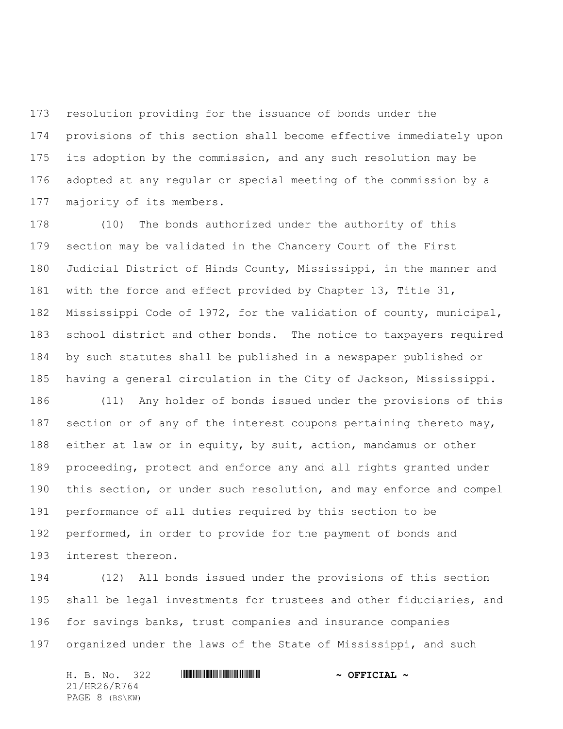resolution providing for the issuance of bonds under the provisions of this section shall become effective immediately upon its adoption by the commission, and any such resolution may be adopted at any regular or special meeting of the commission by a majority of its members.

(10) The bonds authorized under the authority of this section may be validated in the Chancery Court of the First Judicial District of Hinds County, Mississippi, in the manner and with the force and effect provided by Chapter 13, Title 31, Mississippi Code of 1972, for the validation of county, municipal, school district and other bonds. The notice to taxpayers required by such statutes shall be published in a newspaper published or having a general circulation in the City of Jackson, Mississippi.

(11) Any holder of bonds issued under the provisions of this section or of any of the interest coupons pertaining thereto may, either at law or in equity, by suit, action, mandamus or other proceeding, protect and enforce any and all rights granted under this section, or under such resolution, and may enforce and compel performance of all duties required by this section to be performed, in order to provide for the payment of bonds and interest thereon.

(12) All bonds issued under the provisions of this section shall be legal investments for trustees and other fiduciaries, and for savings banks, trust companies and insurance companies organized under the laws of the State of Mississippi, and such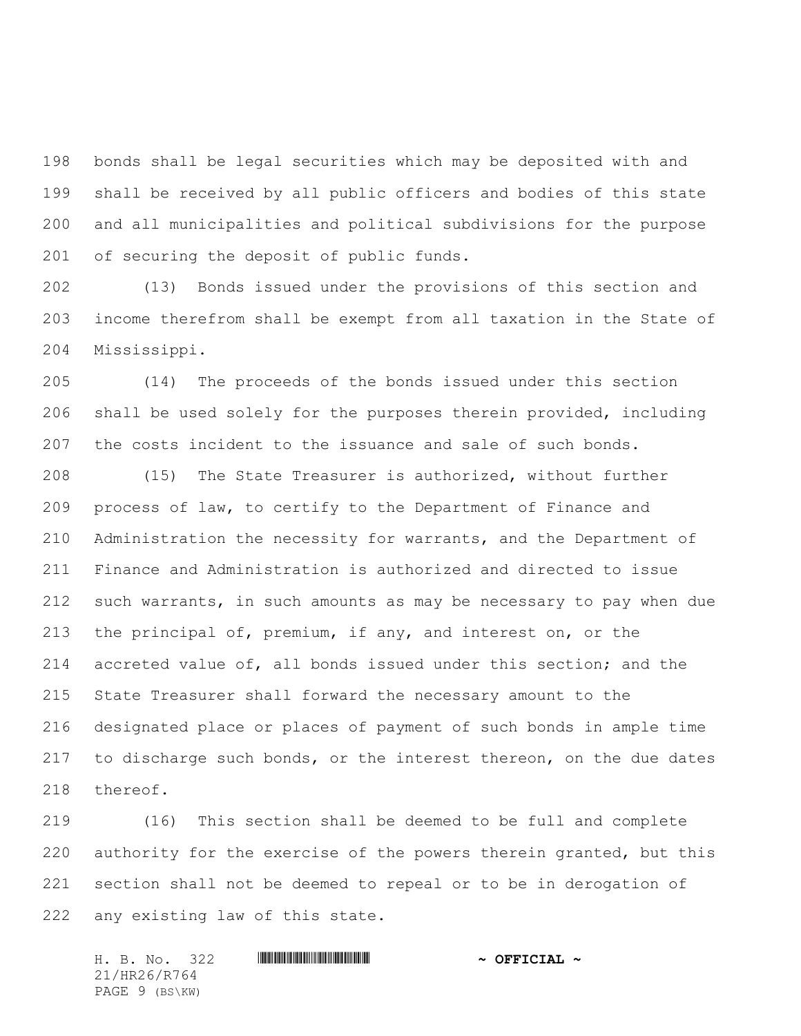bonds shall be legal securities which may be deposited with and shall be received by all public officers and bodies of this state and all municipalities and political subdivisions for the purpose of securing the deposit of public funds.

(13) Bonds issued under the provisions of this section and income therefrom shall be exempt from all taxation in the State of Mississippi.

(14) The proceeds of the bonds issued under this section shall be used solely for the purposes therein provided, including the costs incident to the issuance and sale of such bonds.

(15) The State Treasurer is authorized, without further process of law, to certify to the Department of Finance and Administration the necessity for warrants, and the Department of Finance and Administration is authorized and directed to issue such warrants, in such amounts as may be necessary to pay when due the principal of, premium, if any, and interest on, or the accreted value of, all bonds issued under this section; and the State Treasurer shall forward the necessary amount to the designated place or places of payment of such bonds in ample time to discharge such bonds, or the interest thereon, on the due dates thereof.

(16) This section shall be deemed to be full and complete authority for the exercise of the powers therein granted, but this section shall not be deemed to repeal or to be in derogation of any existing law of this state.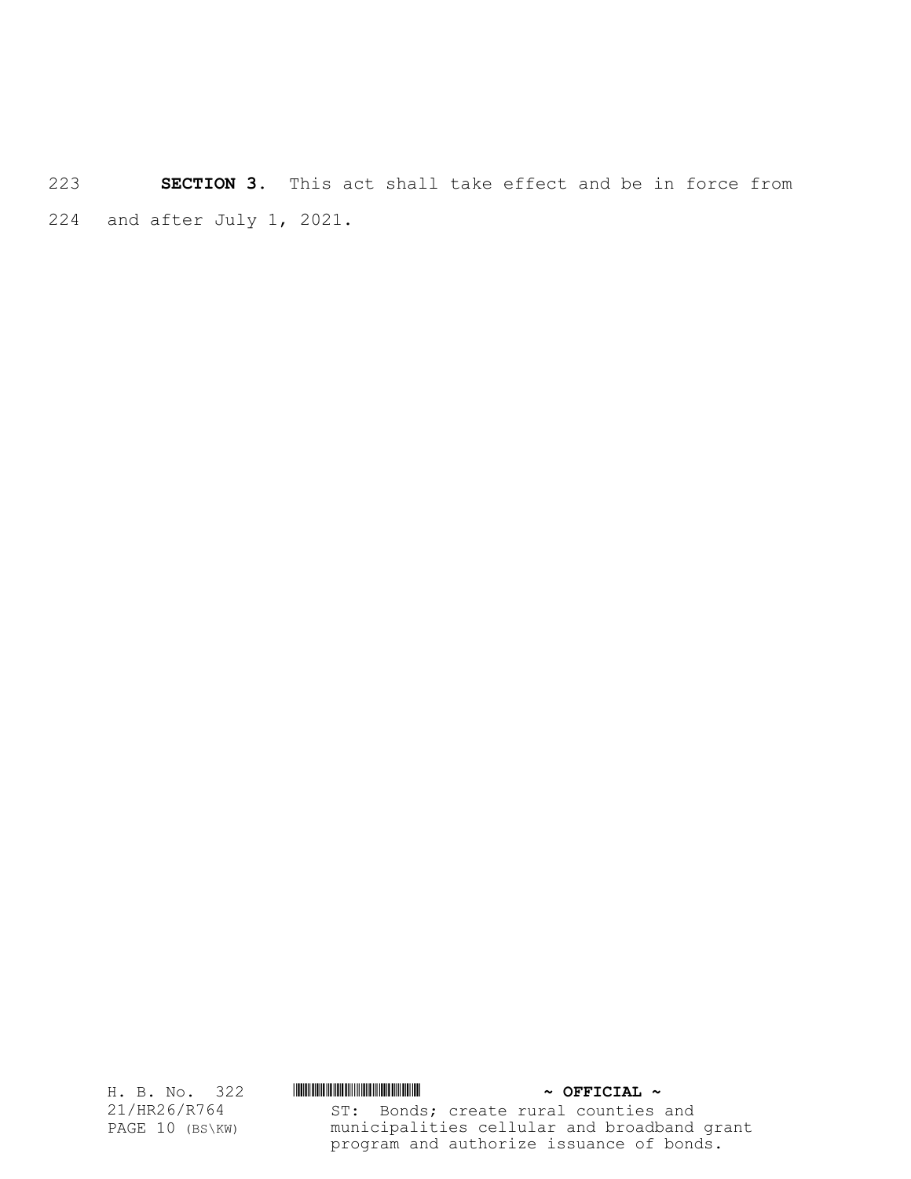**SECTION 3.** This act shall take effect and be in force from and after July 1, 2021.